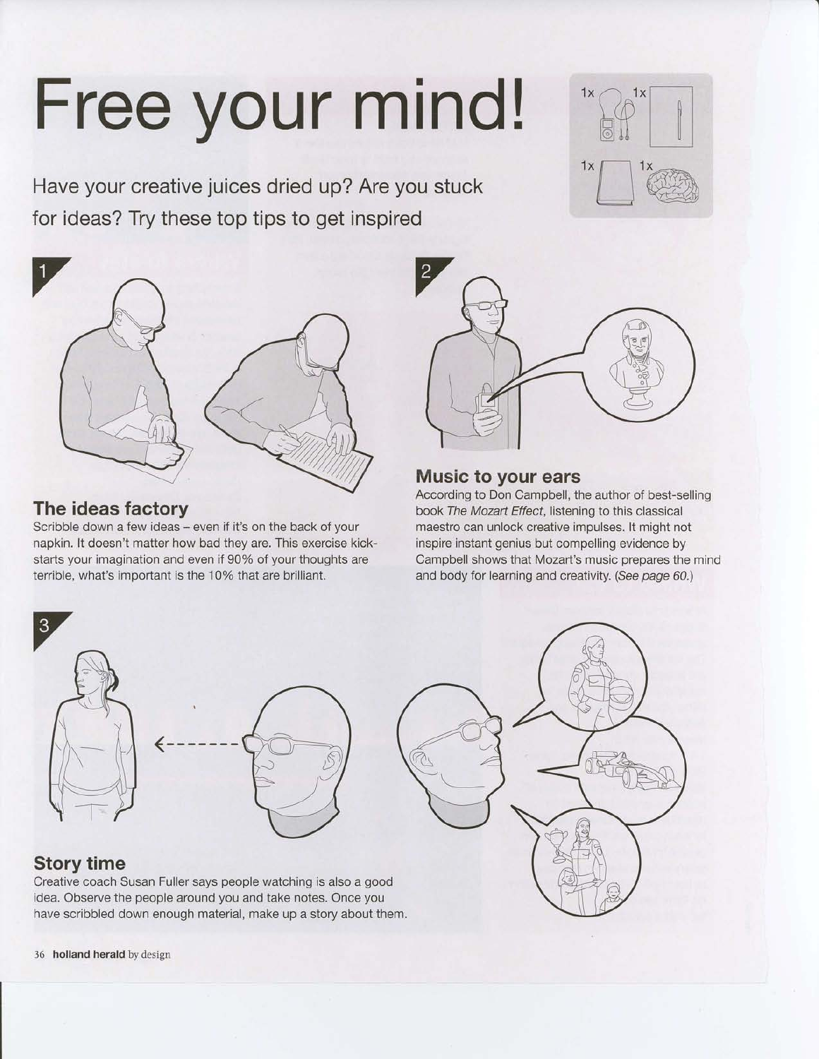# Free your mind!

Have your creative juices dried up? Are you stuck for ideas? Try these top tips to get inspired

1

## The ideas factory

Scribble down a few ideas – even if it's on the back of your napkin. It doesn't matter how bad they are. This exercise kick-starts your imagination and even if 90% of your thoughts are terrible, what's important is the 10% that are brilliant.

2

## Music to your ears

According to Don Campbell, the author of best-selling book *The Mozart Effect*, listening to this classical maestro can unlock creative impulses. It might not inspire instant genius but compelling evidence by Campbell shows that Mozart's music prepares the mind and body for learning and creativity. (*See page 60.*)

3

## Story time

Creative coach Susan Fuller says people watching is also a good idea. Observe the people around you and take notes. Once you have scribbled down enough material, make up a story about them.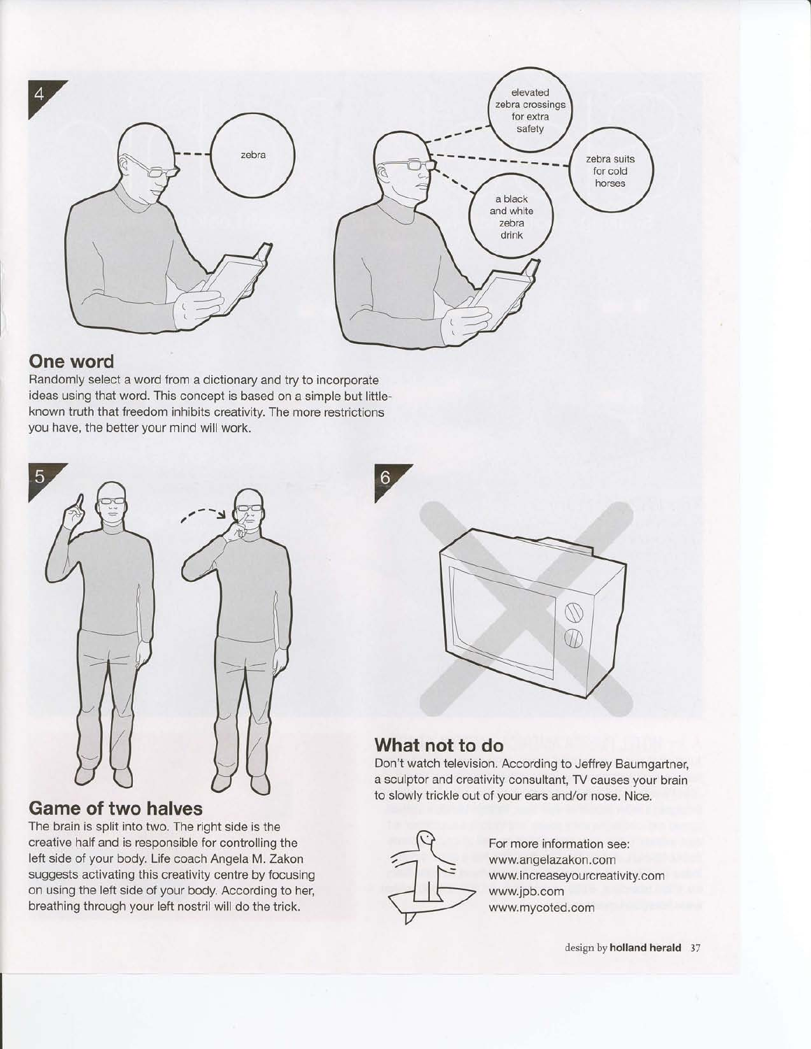4

zebra

elevated zebra crossings for extra safety

zebra suits for cold horses

a black and white zebra drink

## One word

Randomly select a word from a dictionary and try to incorporate ideas using that word. This concept is based on a simple but little-known truth that freedom inhibits creativity. The more restrictions you have, the better your mind will work.

5

## Game of two halves

The brain is split into two. The right side is the creative half and is responsible for controlling the left side of your body. Life coach Angela M. Zakon suggests activating this creativity centre by focusing on using the left side of your body. According to her, breathing through your left nostril will do the trick.

6

## What not to do

Don't watch television. According to Jeffrey Baumgartner, a sculptor and creativity consultant, TV causes your brain to slowly trickle out of your ears and/or nose. Nice.

For more information see:
www.angelazakon.com
www.increaseyourcreativity.com
www.jpb.com
www.mycoted.com

design by **holland herald**